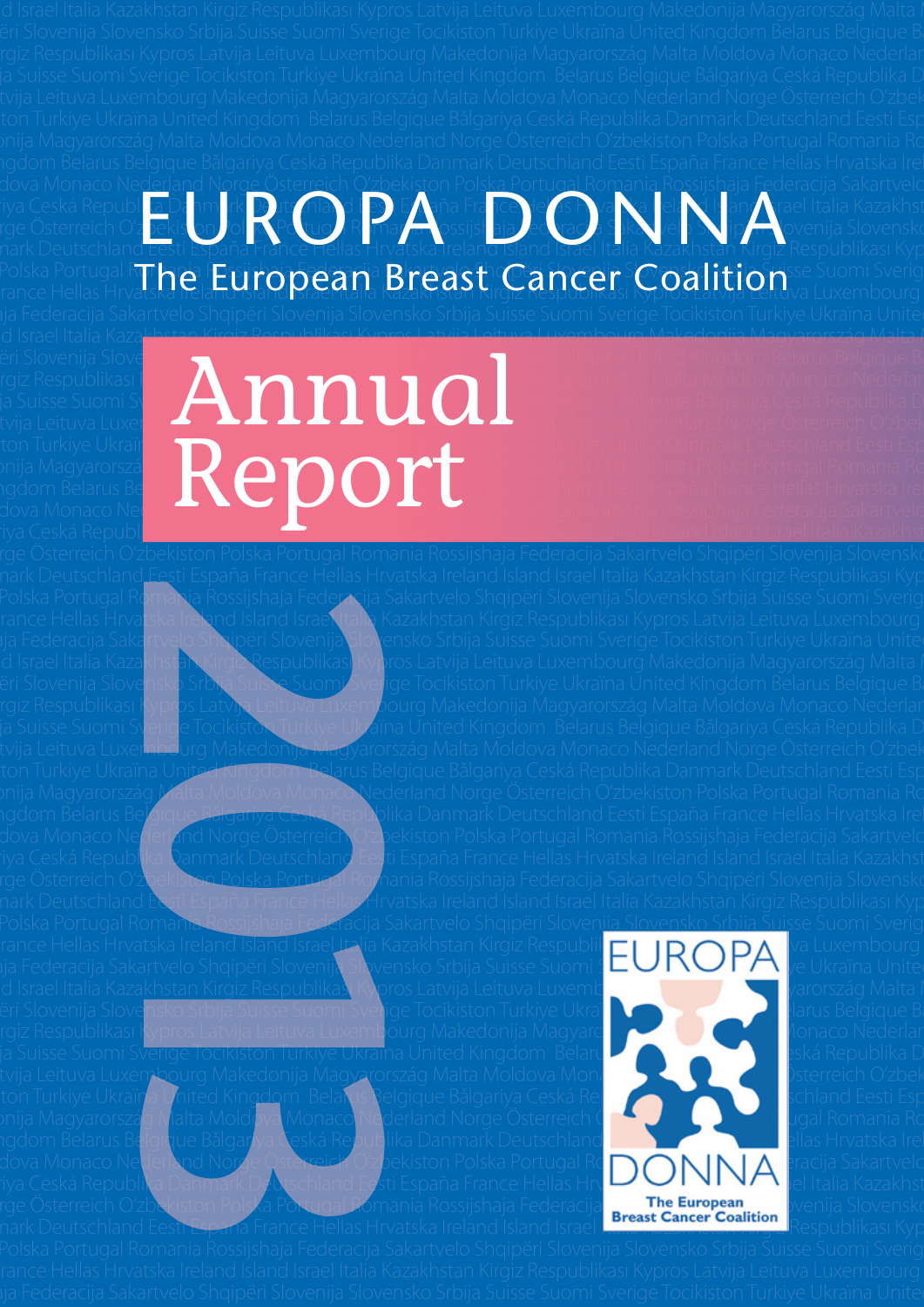# EUROPA DONNA

## The European Breast Cancer Coalition

# Annual Report

# 2013

EUROPA DONNA

The European Breast Cancer Coalition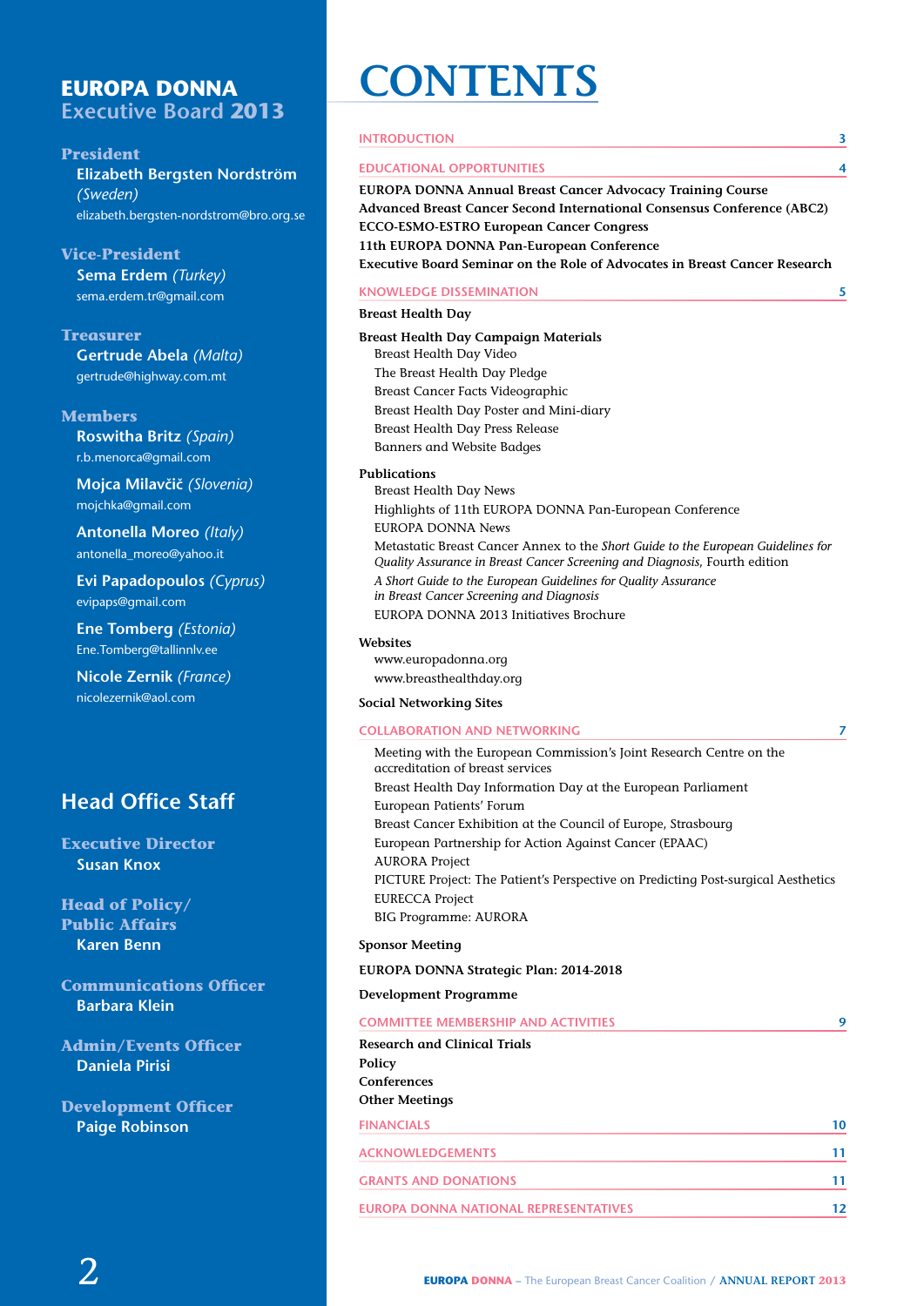## EUROPA DONNA
### Executive Board 2013

**President**
Elizabeth Bergsten Nordström *(Sweden)*
elizabeth.bergsten-nordstrom@bro.org.se

**Vice-President**
Sema Erdem *(Turkey)*
sema.erdem.tr@gmail.com

**Treasurer**
Gertrude Abela *(Malta)*
gertrude@highway.com.mt

**Members**
Roswitha Britz *(Spain)*
r.b.menorca@gmail.com

Mojca Milavčič *(Slovenia)*
mojchka@gmail.com

Antonella Moreo *(Italy)*
antonella_moreo@yahoo.it

Evi Papadopoulos *(Cyprus)*
evipaps@gmail.com

Ene Tomberg *(Estonia)*
Ene.Tomberg@tallinnlv.ee

Nicole Zernik *(France)*
nicolezernik@aol.com

## Head Office Staff

**Executive Director**
Susan Knox

**Head of Policy/ Public Affairs**
Karen Benn

**Communications Officer**
Barbara Klein

**Admin/Events Officer**
Daniela Pirisi

**Development Officer**
Paige Robinson

# CONTENTS

INTRODUCTION 3

EDUCATIONAL OPPORTUNITIES 4

**EUROPA DONNA Annual Breast Cancer Advocacy Training Course**
**Advanced Breast Cancer Second International Consensus Conference (ABC2)**
**ECCO-ESMO-ESTRO European Cancer Congress**
**11th EUROPA DONNA Pan-European Conference**
**Executive Board Seminar on the Role of Advocates in Breast Cancer Research**

KNOWLEDGE DISSEMINATION 5

**Breast Health Day**

**Breast Health Day Campaign Materials**
- Breast Health Day Video
- The Breast Health Day Pledge
- Breast Cancer Facts Videographic
- Breast Health Day Poster and Mini-diary
- Breast Health Day Press Release
- Banners and Website Badges

**Publications**
- Breast Health Day News
- Highlights of 11th EUROPA DONNA Pan-European Conference
- EUROPA DONNA News
- Metastatic Breast Cancer Annex to the *Short Guide to the European Guidelines for Quality Assurance in Breast Cancer Screening and Diagnosis*, Fourth edition
- *A Short Guide to the European Guidelines for Quality Assurance in Breast Cancer Screening and Diagnosis*
- EUROPA DONNA 2013 Initiatives Brochure

**Websites**
- www.europadonna.org
- www.breasthealthday.org

**Social Networking Sites**

COLLABORATION AND NETWORKING 7

- Meeting with the European Commission's Joint Research Centre on the accreditation of breast services
- Breast Health Day Information Day at the European Parliament
- European Patients' Forum
- Breast Cancer Exhibition at the Council of Europe, Strasbourg
- European Partnership for Action Against Cancer (EPAAC)
- AURORA Project
- PICTURE Project: The Patient's Perspective on Predicting Post-surgical Aesthetics
- EURECCA Project
- BIG Programme: AURORA

**Sponsor Meeting**

**EUROPA DONNA Strategic Plan: 2014-2018**

**Development Programme**

COMMITTEE MEMBERSHIP AND ACTIVITIES 9

**Research and Clinical Trials**
**Policy**
**Conferences**
**Other Meetings**

FINANCIALS 10

ACKNOWLEDGEMENTS 11

GRANTS AND DONATIONS 11

EUROPA DONNA NATIONAL REPRESENTATIVES 12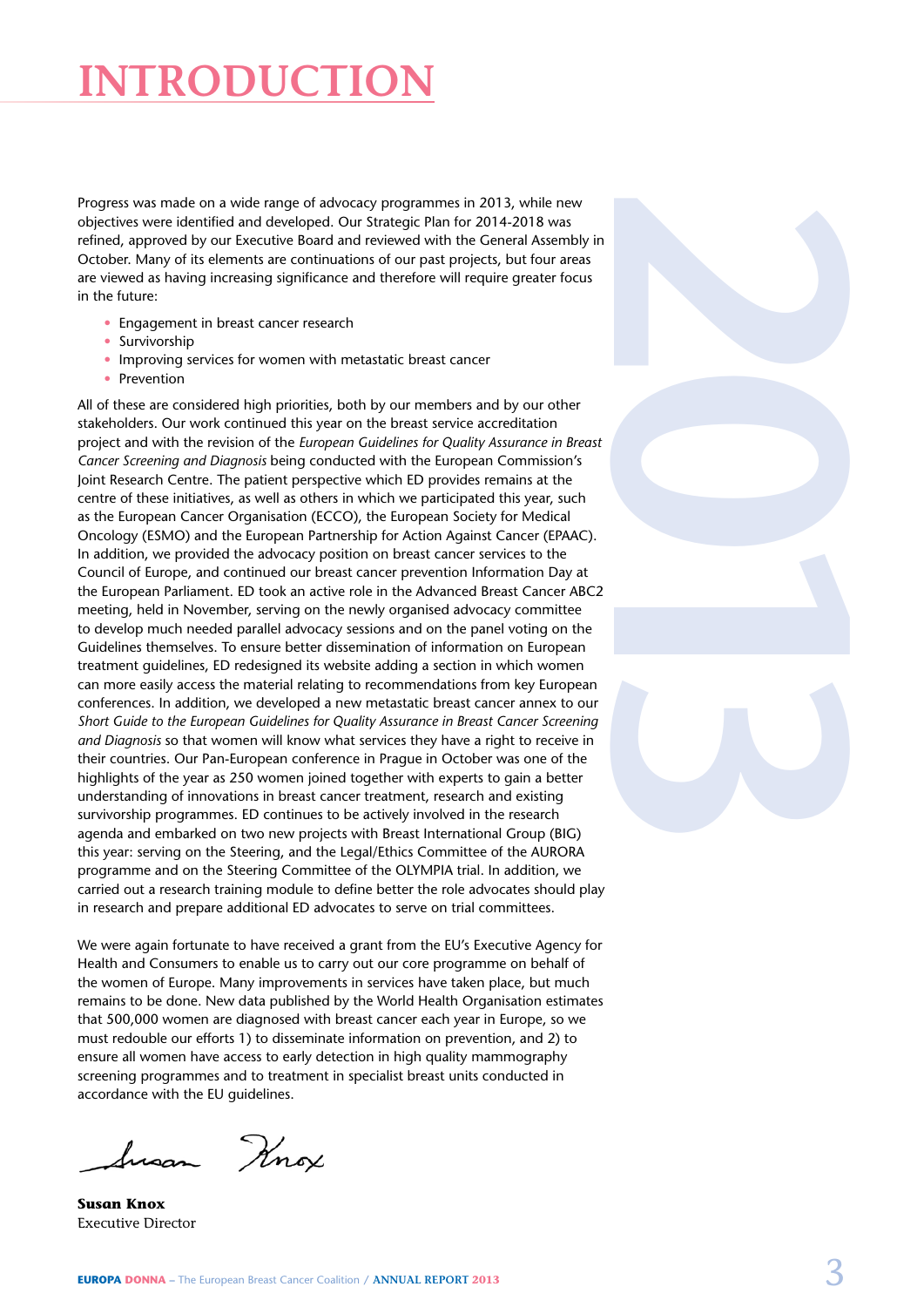# INTRODUCTION

Progress was made on a wide range of advocacy programmes in 2013, while new objectives were identified and developed. Our Strategic Plan for 2014-2018 was refined, approved by our Executive Board and reviewed with the General Assembly in October. Many of its elements are continuations of our past projects, but four areas are viewed as having increasing significance and therefore will require greater focus in the future:

- Engagement in breast cancer research
- Survivorship
- Improving services for women with metastatic breast cancer
- Prevention

All of these are considered high priorities, both by our members and by our other stakeholders. Our work continued this year on the breast service accreditation project and with the revision of the *European Guidelines for Quality Assurance in Breast Cancer Screening and Diagnosis* being conducted with the European Commission's Joint Research Centre. The patient perspective which ED provides remains at the centre of these initiatives, as well as others in which we participated this year, such as the European Cancer Organisation (ECCO), the European Society for Medical Oncology (ESMO) and the European Partnership for Action Against Cancer (EPAAC). In addition, we provided the advocacy position on breast cancer services to the Council of Europe, and continued our breast cancer prevention Information Day at the European Parliament. ED took an active role in the Advanced Breast Cancer ABC2 meeting, held in November, serving on the newly organised advocacy committee to develop much needed parallel advocacy sessions and on the panel voting on the Guidelines themselves. To ensure better dissemination of information on European treatment guidelines, ED redesigned its website adding a section in which women can more easily access the material relating to recommendations from key European conferences. In addition, we developed a new metastatic breast cancer annex to our *Short Guide to the European Guidelines for Quality Assurance in Breast Cancer Screening and Diagnosis* so that women will know what services they have a right to receive in their countries. Our Pan-European conference in Prague in October was one of the highlights of the year as 250 women joined together with experts to gain a better understanding of innovations in breast cancer treatment, research and existing survivorship programmes. ED continues to be actively involved in the research agenda and embarked on two new projects with Breast International Group (BIG) this year: serving on the Steering, and the Legal/Ethics Committee of the AURORA programme and on the Steering Committee of the OLYMPIA trial. In addition, we carried out a research training module to define better the role advocates should play in research and prepare additional ED advocates to serve on trial committees.

We were again fortunate to have received a grant from the EU's Executive Agency for Health and Consumers to enable us to carry out our core programme on behalf of the women of Europe. Many improvements in services have taken place, but much remains to be done. New data published by the World Health Organisation estimates that 500,000 women are diagnosed with breast cancer each year in Europe, so we must redouble our efforts 1) to disseminate information on prevention, and 2) to ensure all women have access to early detection in high quality mammography screening programmes and to treatment in specialist breast units conducted in accordance with the EU guidelines.

**Susan Knox**
Executive Director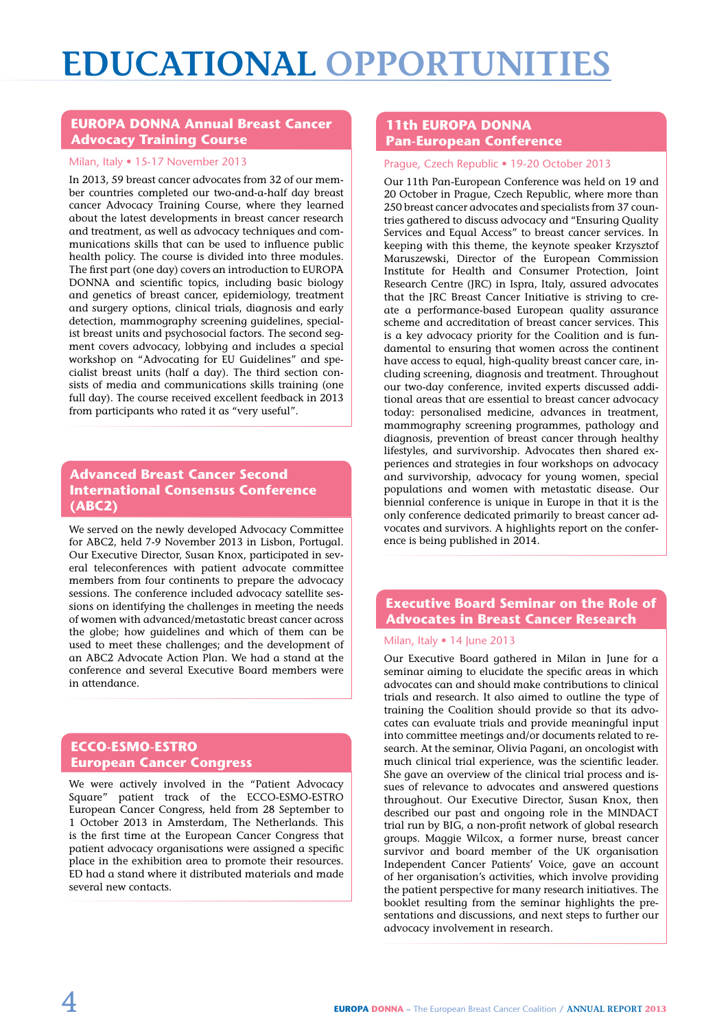# EDUCATIONAL OPPORTUNITIES

## EUROPA DONNA Annual Breast Cancer Advocacy Training Course

Milan, Italy • 15-17 November 2013

In 2013, 59 breast cancer advocates from 32 of our member countries completed our two-and-a-half day breast cancer Advocacy Training Course, where they learned about the latest developments in breast cancer research and treatment, as well as advocacy techniques and communications skills that can be used to influence public health policy. The course is divided into three modules. The first part (one day) covers an introduction to EUROPA DONNA and scientific topics, including basic biology and genetics of breast cancer, epidemiology, treatment and surgery options, clinical trials, diagnosis and early detection, mammography screening guidelines, specialist breast units and psychosocial factors. The second segment covers advocacy, lobbying and includes a special workshop on "Advocating for EU Guidelines" and specialist breast units (half a day). The third section consists of media and communications skills training (one full day). The course received excellent feedback in 2013 from participants who rated it as "very useful".

## Advanced Breast Cancer Second International Consensus Conference (ABC2)

We served on the newly developed Advocacy Committee for ABC2, held 7-9 November 2013 in Lisbon, Portugal. Our Executive Director, Susan Knox, participated in several teleconferences with patient advocate committee members from four continents to prepare the advocacy sessions. The conference included advocacy satellite sessions on identifying the challenges in meeting the needs of women with advanced/metastatic breast cancer across the globe; how guidelines and which of them can be used to meet these challenges; and the development of an ABC2 Advocate Action Plan. We had a stand at the conference and several Executive Board members were in attendance.

## ECCO-ESMO-ESTRO European Cancer Congress

We were actively involved in the "Patient Advocacy Square" patient track of the ECCO-ESMO-ESTRO European Cancer Congress, held from 28 September to 1 October 2013 in Amsterdam, The Netherlands. This is the first time at the European Cancer Congress that patient advocacy organisations were assigned a specific place in the exhibition area to promote their resources. ED had a stand where it distributed materials and made several new contacts.

## 11th EUROPA DONNA Pan-European Conference

Prague, Czech Republic • 19-20 October 2013

Our 11th Pan-European Conference was held on 19 and 20 October in Prague, Czech Republic, where more than 250 breast cancer advocates and specialists from 37 countries gathered to discuss advocacy and "Ensuring Quality Services and Equal Access" to breast cancer services. In keeping with this theme, the keynote speaker Krzysztof Maruszewski, Director of the European Commission Institute for Health and Consumer Protection, Joint Research Centre (JRC) in Ispra, Italy, assured advocates that the JRC Breast Cancer Initiative is striving to create a performance-based European quality assurance scheme and accreditation of breast cancer services. This is a key advocacy priority for the Coalition and is fundamental to ensuring that women across the continent have access to equal, high-quality breast cancer care, including screening, diagnosis and treatment. Throughout our two-day conference, invited experts discussed additional areas that are essential to breast cancer advocacy today: personalised medicine, advances in treatment, mammography screening programmes, pathology and diagnosis, prevention of breast cancer through healthy lifestyles, and survivorship. Advocates then shared experiences and strategies in four workshops on advocacy and survivorship, advocacy for young women, special populations and women with metastatic disease. Our biennial conference is unique in Europe in that it is the only conference dedicated primarily to breast cancer advocates and survivors. A highlights report on the conference is being published in 2014.

## Executive Board Seminar on the Role of Advocates in Breast Cancer Research

Milan, Italy • 14 June 2013

Our Executive Board gathered in Milan in June for a seminar aiming to elucidate the specific areas in which advocates can and should make contributions to clinical trials and research. It also aimed to outline the type of training the Coalition should provide so that its advocates can evaluate trials and provide meaningful input into committee meetings and/or documents related to research. At the seminar, Olivia Pagani, an oncologist with much clinical trial experience, was the scientific leader. She gave an overview of the clinical trial process and issues of relevance to advocates and answered questions throughout. Our Executive Director, Susan Knox, then described our past and ongoing role in the MINDACT trial run by BIG, a non-profit network of global research groups. Maggie Wilcox, a former nurse, breast cancer survivor and board member of the UK organisation Independent Cancer Patients' Voice, gave an account of her organisation's activities, which involve providing the patient perspective for many research initiatives. The booklet resulting from the seminar highlights the presentations and discussions, and next steps to further our advocacy involvement in research.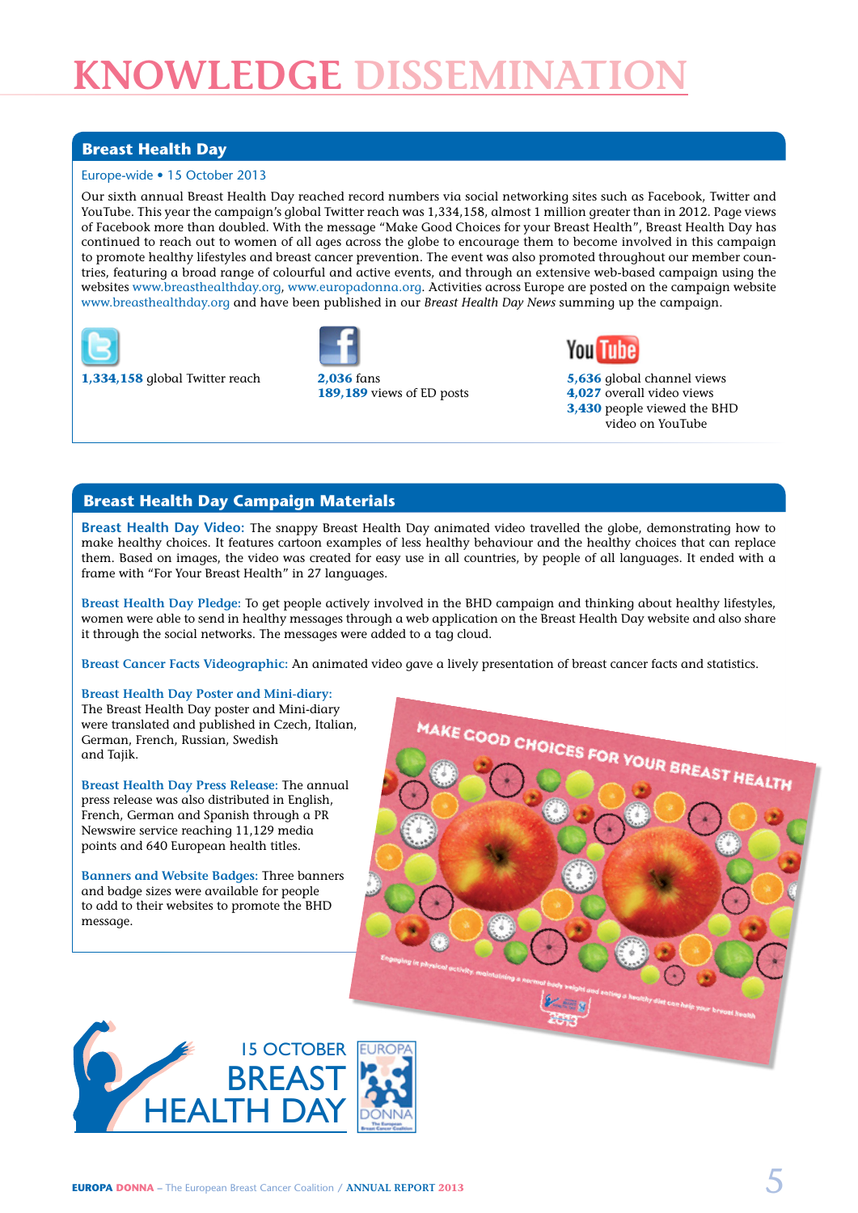# KNOWLEDGE DISSEMINATION

## Breast Health Day

Europe-wide • 15 October 2013

Our sixth annual Breast Health Day reached record numbers via social networking sites such as Facebook, Twitter and YouTube. This year the campaign's global Twitter reach was 1,334,158, almost 1 million greater than in 2012. Page views of Facebook more than doubled. With the message "Make Good Choices for your Breast Health", Breast Health Day has continued to reach out to women of all ages across the globe to encourage them to become involved in this campaign to promote healthy lifestyles and breast cancer prevention. The event was also promoted throughout our member countries, featuring a broad range of colourful and active events, and through an extensive web-based campaign using the websites www.breasthealthday.org, www.europadonna.org. Activities across Europe are posted on the campaign website www.breasthealthday.org and have been published in our *Breast Health Day News* summing up the campaign.

**1,334,158** global Twitter reach

**2,036** fans
**189,189** views of ED posts

**5,636** global channel views
**4,027** overall video views
**3,430** people viewed the BHD video on YouTube

## Breast Health Day Campaign Materials

**Breast Health Day Video:** The snappy Breast Health Day animated video travelled the globe, demonstrating how to make healthy choices. It features cartoon examples of less healthy behaviour and the healthy choices that can replace them. Based on images, the video was created for easy use in all countries, by people of all languages. It ended with a frame with "For Your Breast Health" in 27 languages.

**Breast Health Day Pledge:** To get people actively involved in the BHD campaign and thinking about healthy lifestyles, women were able to send in healthy messages through a web application on the Breast Health Day website and also share it through the social networks. The messages were added to a tag cloud.

**Breast Cancer Facts Videographic:** An animated video gave a lively presentation of breast cancer facts and statistics.

**Breast Health Day Poster and Mini-diary:** The Breast Health Day poster and Mini-diary were translated and published in Czech, Italian, German, French, Russian, Swedish and Tajik.

**Breast Health Day Press Release:** The annual press release was also distributed in English, French, German and Spanish through a PR Newswire service reaching 11,129 media points and 640 European health titles.

**Banners and Website Badges:** Three banners and badge sizes were available for people to add to their websites to promote the BHD message.

15 OCTOBER
BREAST
HEALTH DAY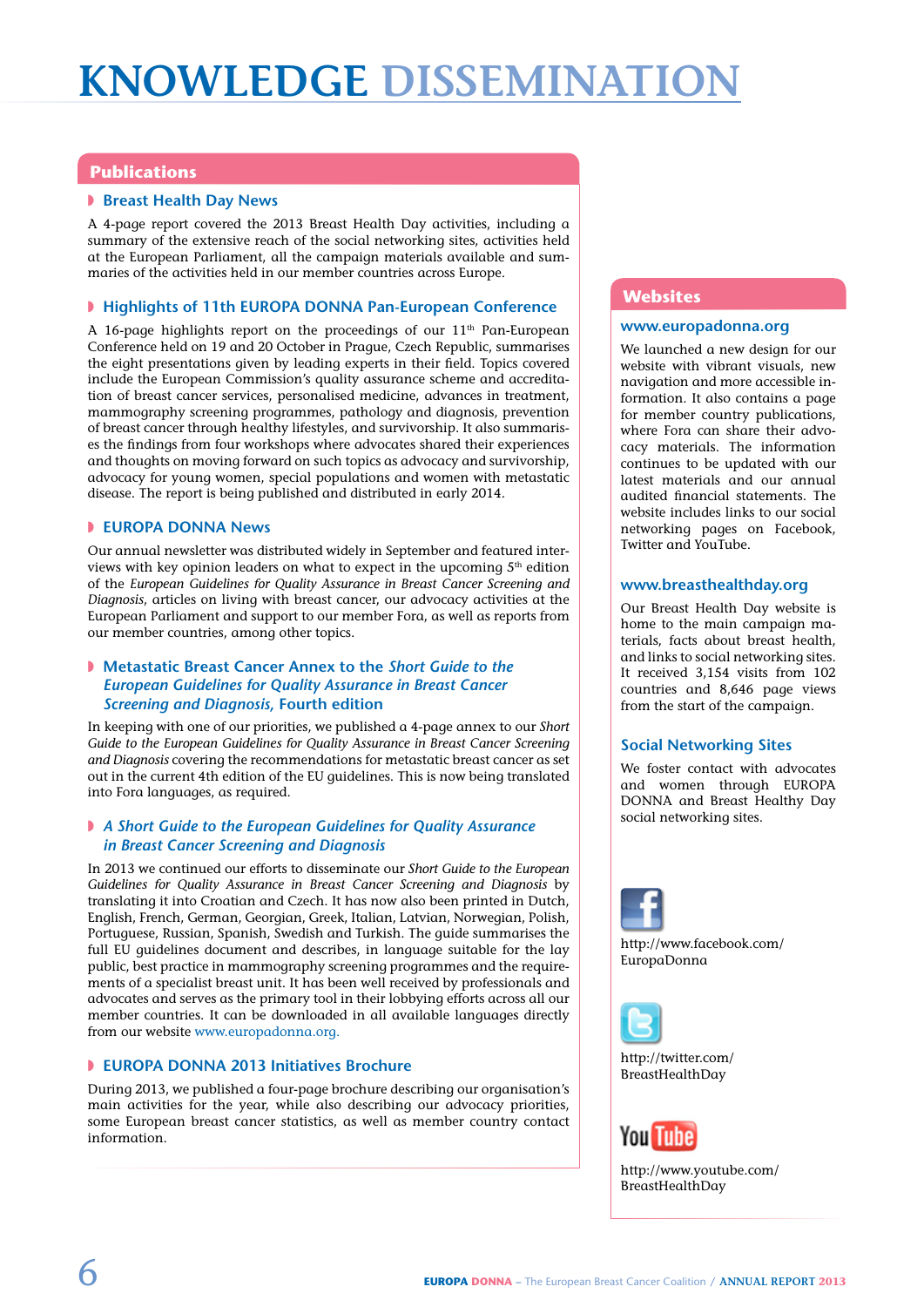# KNOWLEDGE DISSEMINATION

## Publications

### Breast Health Day News

A 4-page report covered the 2013 Breast Health Day activities, including a summary of the extensive reach of the social networking sites, activities held at the European Parliament, all the campaign materials available and summaries of the activities held in our member countries across Europe.

### Highlights of 11th EUROPA DONNA Pan-European Conference

A 16-page highlights report on the proceedings of our 11th Pan-European Conference held on 19 and 20 October in Prague, Czech Republic, summarises the eight presentations given by leading experts in their field. Topics covered include the European Commission's quality assurance scheme and accreditation of breast cancer services, personalised medicine, advances in treatment, mammography screening programmes, pathology and diagnosis, prevention of breast cancer through healthy lifestyles, and survivorship. It also summarises the findings from four workshops where advocates shared their experiences and thoughts on moving forward on such topics as advocacy and survivorship, advocacy for young women, special populations and women with metastatic disease. The report is being published and distributed in early 2014.

### EUROPA DONNA News

Our annual newsletter was distributed widely in September and featured interviews with key opinion leaders on what to expect in the upcoming 5th edition of the *European Guidelines for Quality Assurance in Breast Cancer Screening and Diagnosis*, articles on living with breast cancer, our advocacy activities at the European Parliament and support to our member Fora, as well as reports from our member countries, among other topics.

### Metastatic Breast Cancer Annex to the *Short Guide to the European Guidelines for Quality Assurance in Breast Cancer Screening and Diagnosis,* Fourth edition

In keeping with one of our priorities, we published a 4-page annex to our *Short Guide to the European Guidelines for Quality Assurance in Breast Cancer Screening and Diagnosis* covering the recommendations for metastatic breast cancer as set out in the current 4th edition of the EU guidelines. This is now being translated into Fora languages, as required.

### *A Short Guide to the European Guidelines for Quality Assurance in Breast Cancer Screening and Diagnosis*

In 2013 we continued our efforts to disseminate our *Short Guide to the European Guidelines for Quality Assurance in Breast Cancer Screening and Diagnosis* by translating it into Croatian and Czech. It has now also been printed in Dutch, English, French, German, Georgian, Greek, Italian, Latvian, Norwegian, Polish, Portuguese, Russian, Spanish, Swedish and Turkish. The guide summarises the full EU guidelines document and describes, in language suitable for the lay public, best practice in mammography screening programmes and the requirements of a specialist breast unit. It has been well received by professionals and advocates and serves as the primary tool in their lobbying efforts across all our member countries. It can be downloaded in all available languages directly from our website www.europadonna.org.

### EUROPA DONNA 2013 Initiatives Brochure

During 2013, we published a four-page brochure describing our organisation's main activities for the year, while also describing our advocacy priorities, some European breast cancer statistics, as well as member country contact information.

## Websites

### www.europadonna.org

We launched a new design for our website with vibrant visuals, new navigation and more accessible information. It also contains a page for member country publications, where Fora can share their advocacy materials. The information continues to be updated with our latest materials and our annual audited financial statements. The website includes links to our social networking pages on Facebook, Twitter and YouTube.

### www.breasthealthday.org

Our Breast Health Day website is home to the main campaign materials, facts about breast health, and links to social networking sites. It received 3,154 visits from 102 countries and 8,646 page views from the start of the campaign.

### Social Networking Sites

We foster contact with advocates and women through EUROPA DONNA and Breast Healthy Day social networking sites.

http://www.facebook.com/EuropaDonna

http://twitter.com/BreastHealthDay

http://www.youtube.com/BreastHealthDay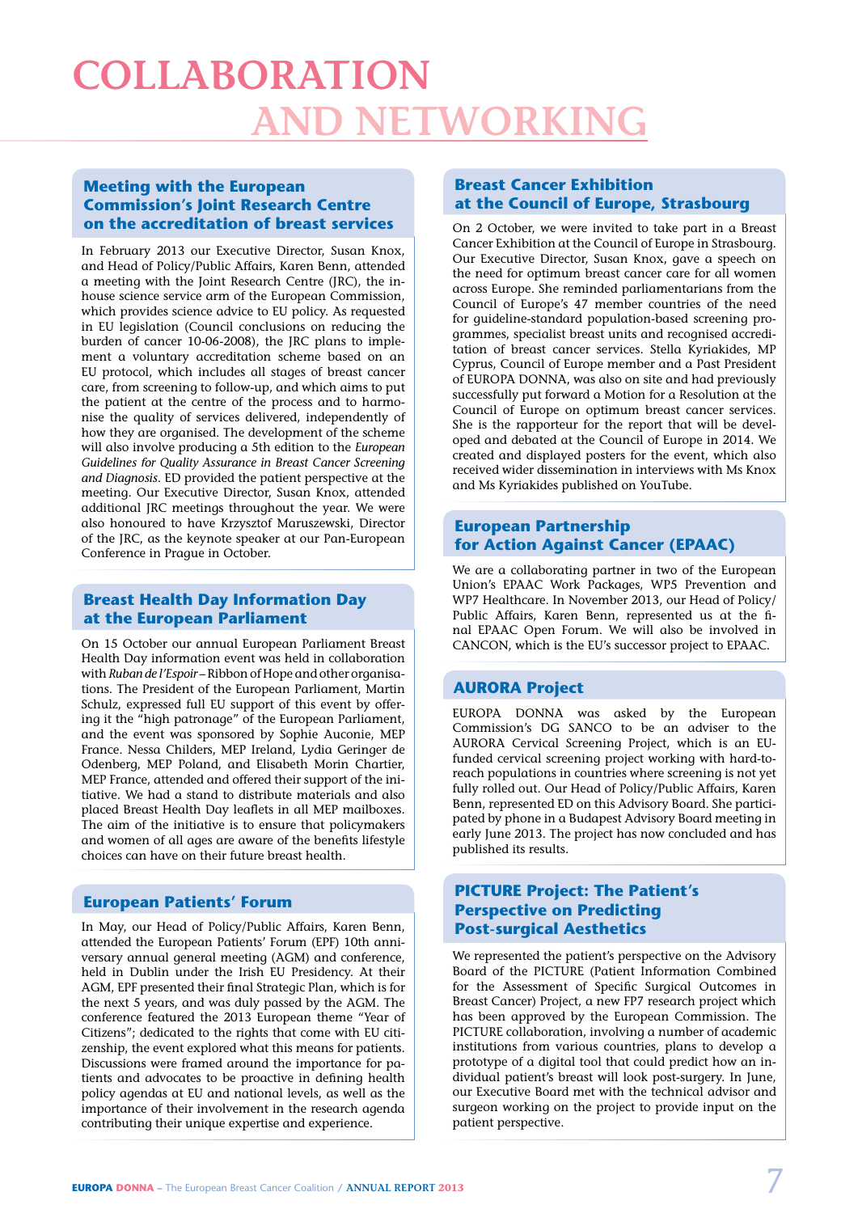# COLLABORATION AND NETWORKING

## Meeting with the European Commission's Joint Research Centre on the accreditation of breast services

In February 2013 our Executive Director, Susan Knox, and Head of Policy/Public Affairs, Karen Benn, attended a meeting with the Joint Research Centre (JRC), the in-house science service arm of the European Commission, which provides science advice to EU policy. As requested in EU legislation (Council conclusions on reducing the burden of cancer 10-06-2008), the JRC plans to implement a voluntary accreditation scheme based on an EU protocol, which includes all stages of breast cancer care, from screening to follow-up, and which aims to put the patient at the centre of the process and to harmonise the quality of services delivered, independently of how they are organised. The development of the scheme will also involve producing a 5th edition to the *European Guidelines for Quality Assurance in Breast Cancer Screening and Diagnosis*. ED provided the patient perspective at the meeting. Our Executive Director, Susan Knox, attended additional JRC meetings throughout the year. We were also honoured to have Krzysztof Maruszewski, Director of the JRC, as the keynote speaker at our Pan-European Conference in Prague in October.

## Breast Health Day Information Day at the European Parliament

On 15 October our annual European Parliament Breast Health Day information event was held in collaboration with *Ruban de l'Espoir* – Ribbon of Hope and other organisations. The President of the European Parliament, Martin Schulz, expressed full EU support of this event by offering it the "high patronage" of the European Parliament, and the event was sponsored by Sophie Auconie, MEP France. Nessa Childers, MEP Ireland, Lydia Geringer de Odenberg, MEP Poland, and Elisabeth Morin Chartier, MEP France, attended and offered their support of the initiative. We had a stand to distribute materials and also placed Breast Health Day leaflets in all MEP mailboxes. The aim of the initiative is to ensure that policymakers and women of all ages are aware of the benefits lifestyle choices can have on their future breast health.

## European Patients' Forum

In May, our Head of Policy/Public Affairs, Karen Benn, attended the European Patients' Forum (EPF) 10th anniversary annual general meeting (AGM) and conference, held in Dublin under the Irish EU Presidency. At their AGM, EPF presented their final Strategic Plan, which is for the next 5 years, and was duly passed by the AGM. The conference featured the 2013 European theme "Year of Citizens"; dedicated to the rights that come with EU citizenship, the event explored what this means for patients. Discussions were framed around the importance for patients and advocates to be proactive in defining health policy agendas at EU and national levels, as well as the importance of their involvement in the research agenda contributing their unique expertise and experience.

## Breast Cancer Exhibition at the Council of Europe, Strasbourg

On 2 October, we were invited to take part in a Breast Cancer Exhibition at the Council of Europe in Strasbourg. Our Executive Director, Susan Knox, gave a speech on the need for optimum breast cancer care for all women across Europe. She reminded parliamentarians from the Council of Europe's 47 member countries of the need for guideline-standard population-based screening programmes, specialist breast units and recognised accreditation of breast cancer services. Stella Kyriakides, MP Cyprus, Council of Europe member and a Past President of EUROPA DONNA, was also on site and had previously successfully put forward a Motion for a Resolution at the Council of Europe on optimum breast cancer services. She is the rapporteur for the report that will be developed and debated at the Council of Europe in 2014. We created and displayed posters for the event, which also received wider dissemination in interviews with Ms Knox and Ms Kyriakides published on YouTube.

## European Partnership for Action Against Cancer (EPAAC)

We are a collaborating partner in two of the European Union's EPAAC Work Packages, WP5 Prevention and WP7 Healthcare. In November 2013, our Head of Policy/Public Affairs, Karen Benn, represented us at the final EPAAC Open Forum. We will also be involved in CANCON, which is the EU's successor project to EPAAC.

## AURORA Project

EUROPA DONNA was asked by the European Commission's DG SANCO to be an adviser to the AURORA Cervical Screening Project, which is an EU-funded cervical screening project working with hard-to-reach populations in countries where screening is not yet fully rolled out. Our Head of Policy/Public Affairs, Karen Benn, represented ED on this Advisory Board. She participated by phone in a Budapest Advisory Board meeting in early June 2013. The project has now concluded and has published its results.

## PICTURE Project: The Patient's Perspective on Predicting Post-surgical Aesthetics

We represented the patient's perspective on the Advisory Board of the PICTURE (Patient Information Combined for the Assessment of Specific Surgical Outcomes in Breast Cancer) Project, a new FP7 research project which has been approved by the European Commission. The PICTURE collaboration, involving a number of academic institutions from various countries, plans to develop a prototype of a digital tool that could predict how an individual patient's breast will look post-surgery. In June, our Executive Board met with the technical advisor and surgeon working on the project to provide input on the patient perspective.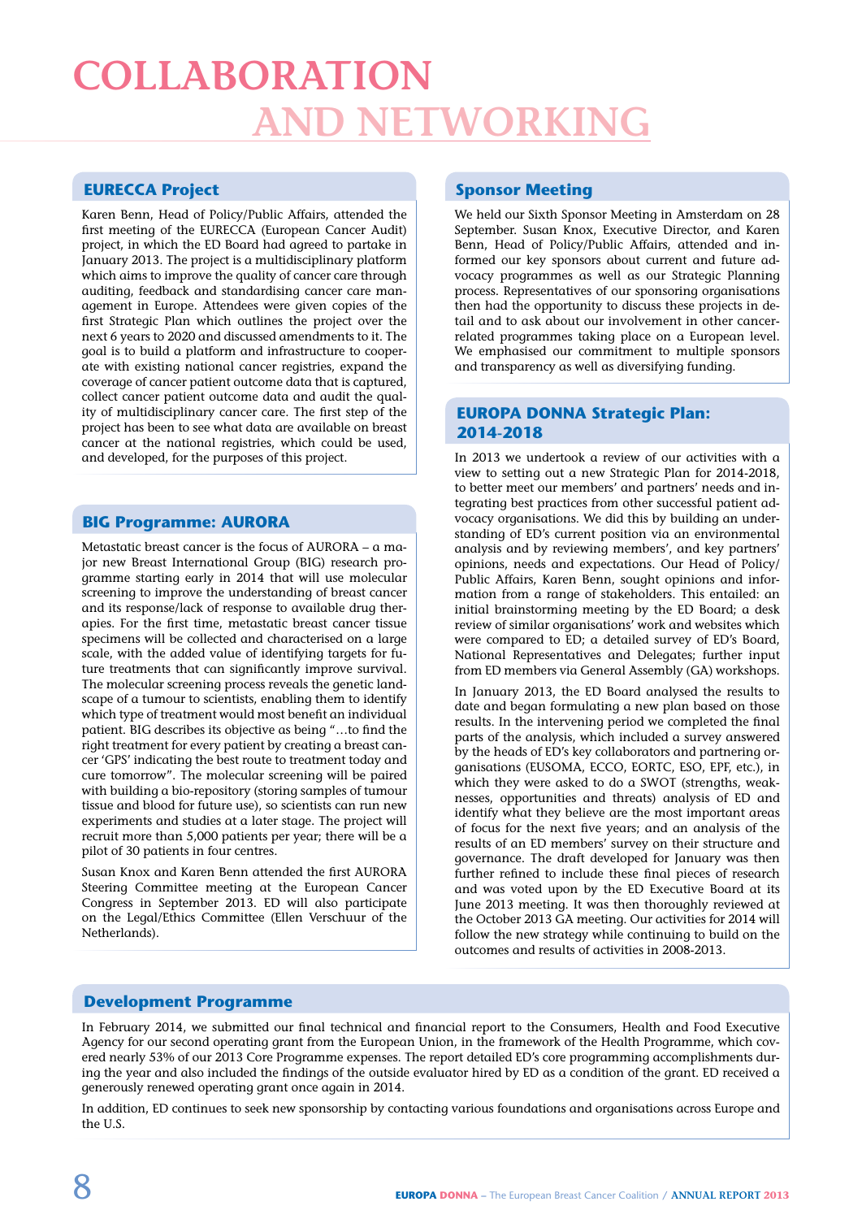# COLLABORATION AND NETWORKING

## EURECCA Project

Karen Benn, Head of Policy/Public Affairs, attended the first meeting of the EURECCA (European Cancer Audit) project, in which the ED Board had agreed to partake in January 2013. The project is a multidisciplinary platform which aims to improve the quality of cancer care through auditing, feedback and standardising cancer care management in Europe. Attendees were given copies of the first Strategic Plan which outlines the project over the next 6 years to 2020 and discussed amendments to it. The goal is to build a platform and infrastructure to cooperate with existing national cancer registries, expand the coverage of cancer patient outcome data that is captured, collect cancer patient outcome data and audit the quality of multidisciplinary cancer care. The first step of the project has been to see what data are available on breast cancer at the national registries, which could be used, and developed, for the purposes of this project.

## BIG Programme: AURORA

Metastatic breast cancer is the focus of AURORA – a major new Breast International Group (BIG) research programme starting early in 2014 that will use molecular screening to improve the understanding of breast cancer and its response/lack of response to available drug therapies. For the first time, metastatic breast cancer tissue specimens will be collected and characterised on a large scale, with the added value of identifying targets for future treatments that can significantly improve survival. The molecular screening process reveals the genetic landscape of a tumour to scientists, enabling them to identify which type of treatment would most benefit an individual patient. BIG describes its objective as being "…to find the right treatment for every patient by creating a breast cancer 'GPS' indicating the best route to treatment today and cure tomorrow". The molecular screening will be paired with building a bio-repository (storing samples of tumour tissue and blood for future use), so scientists can run new experiments and studies at a later stage. The project will recruit more than 5,000 patients per year; there will be a pilot of 30 patients in four centres.

Susan Knox and Karen Benn attended the first AURORA Steering Committee meeting at the European Cancer Congress in September 2013. ED will also participate on the Legal/Ethics Committee (Ellen Verschuur of the Netherlands).

## Sponsor Meeting

We held our Sixth Sponsor Meeting in Amsterdam on 28 September. Susan Knox, Executive Director, and Karen Benn, Head of Policy/Public Affairs, attended and informed our key sponsors about current and future advocacy programmes as well as our Strategic Planning process. Representatives of our sponsoring organisations then had the opportunity to discuss these projects in detail and to ask about our involvement in other cancer-related programmes taking place on a European level. We emphasised our commitment to multiple sponsors and transparency as well as diversifying funding.

## EUROPA DONNA Strategic Plan: 2014-2018

In 2013 we undertook a review of our activities with a view to setting out a new Strategic Plan for 2014-2018, to better meet our members' and partners' needs and integrating best practices from other successful patient advocacy organisations. We did this by building an understanding of ED's current position via an environmental analysis and by reviewing members', and key partners' opinions, needs and expectations. Our Head of Policy/Public Affairs, Karen Benn, sought opinions and information from a range of stakeholders. This entailed: an initial brainstorming meeting by the ED Board; a desk review of similar organisations' work and websites which were compared to ED; a detailed survey of ED's Board, National Representatives and Delegates; further input from ED members via General Assembly (GA) workshops.

In January 2013, the ED Board analysed the results to date and began formulating a new plan based on those results. In the intervening period we completed the final parts of the analysis, which included a survey answered by the heads of ED's key collaborators and partnering organisations (EUSOMA, ECCO, EORTC, ESO, EPF, etc.), in which they were asked to do a SWOT (strengths, weaknesses, opportunities and threats) analysis of ED and identify what they believe are the most important areas of focus for the next five years; and an analysis of the results of an ED members' survey on their structure and governance. The draft developed for January was then further refined to include these final pieces of research and was voted upon by the ED Executive Board at its June 2013 meeting. It was then thoroughly reviewed at the October 2013 GA meeting. Our activities for 2014 will follow the new strategy while continuing to build on the outcomes and results of activities in 2008-2013.

## Development Programme

In February 2014, we submitted our final technical and financial report to the Consumers, Health and Food Executive Agency for our second operating grant from the European Union, in the framework of the Health Programme, which covered nearly 53% of our 2013 Core Programme expenses. The report detailed ED's core programming accomplishments during the year and also included the findings of the outside evaluator hired by ED as a condition of the grant. ED received a generously renewed operating grant once again in 2014.

In addition, ED continues to seek new sponsorship by contacting various foundations and organisations across Europe and the U.S.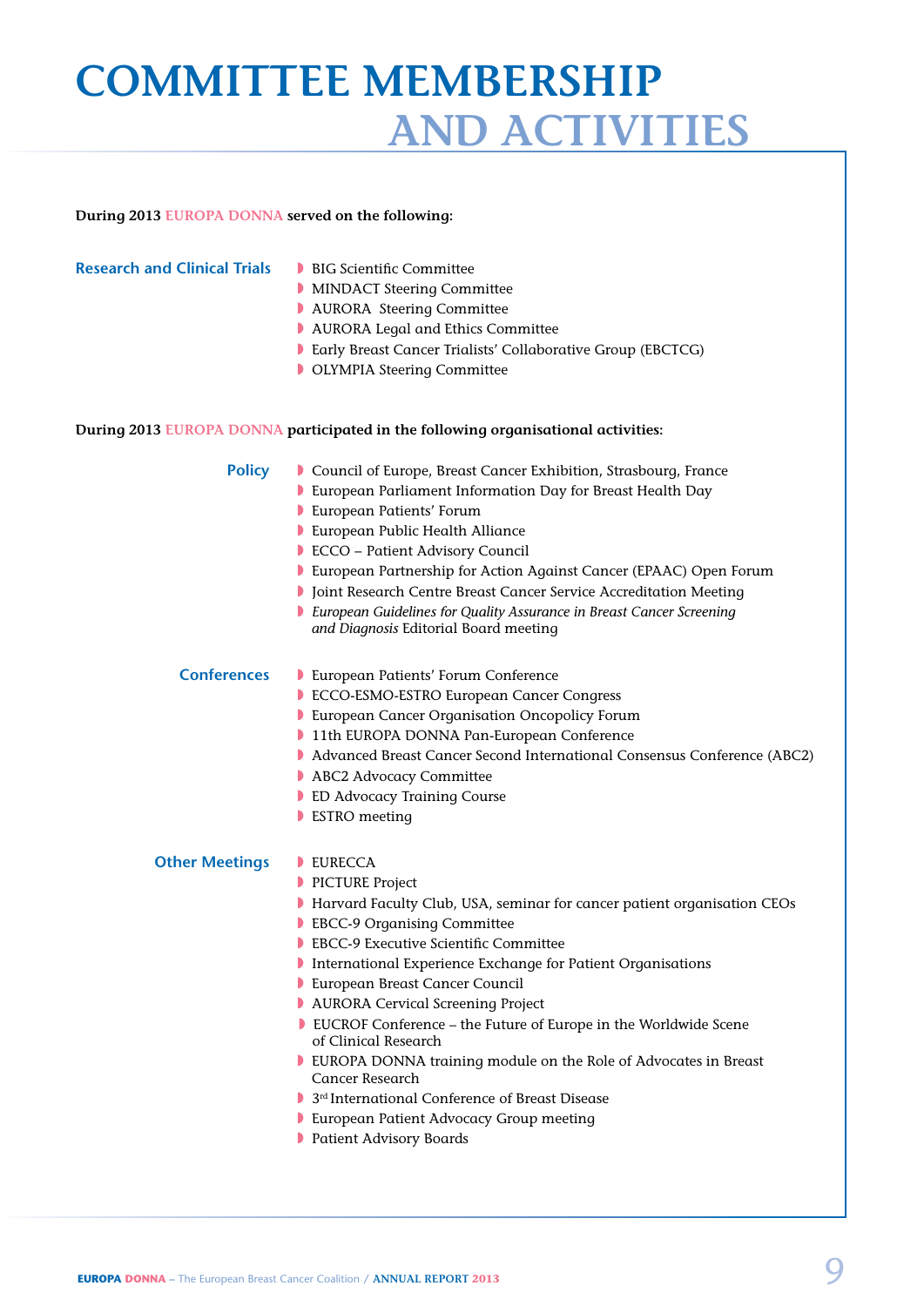# COMMITTEE MEMBERSHIP AND ACTIVITIES

**During 2013 EUROPA DONNA served on the following:**

### Research and Clinical Trials

- BIG Scientific Committee
- MINDACT Steering Committee
- AURORA Steering Committee
- AURORA Legal and Ethics Committee
- Early Breast Cancer Trialists' Collaborative Group (EBCTCG)
- OLYMPIA Steering Committee

**During 2013 EUROPA DONNA participated in the following organisational activities:**

### Policy

- Council of Europe, Breast Cancer Exhibition, Strasbourg, France
- European Parliament Information Day for Breast Health Day
- European Patients' Forum
- European Public Health Alliance
- ECCO – Patient Advisory Council
- European Partnership for Action Against Cancer (EPAAC) Open Forum
- Joint Research Centre Breast Cancer Service Accreditation Meeting
- *European Guidelines for Quality Assurance in Breast Cancer Screening and Diagnosis* Editorial Board meeting

### Conferences

- European Patients' Forum Conference
- ECCO-ESMO-ESTRO European Cancer Congress
- European Cancer Organisation Oncopolicy Forum
- 11th EUROPA DONNA Pan-European Conference
- Advanced Breast Cancer Second International Consensus Conference (ABC2)
- ABC2 Advocacy Committee
- ED Advocacy Training Course
- ESTRO meeting

### Other Meetings

- EURECCA
- PICTURE Project
- Harvard Faculty Club, USA, seminar for cancer patient organisation CEOs
- EBCC-9 Organising Committee
- EBCC-9 Executive Scientific Committee
- International Experience Exchange for Patient Organisations
- European Breast Cancer Council
- AURORA Cervical Screening Project
- EUCROF Conference – the Future of Europe in the Worldwide Scene of Clinical Research
- EUROPA DONNA training module on the Role of Advocates in Breast Cancer Research
- 3rd International Conference of Breast Disease
- European Patient Advocacy Group meeting
- Patient Advisory Boards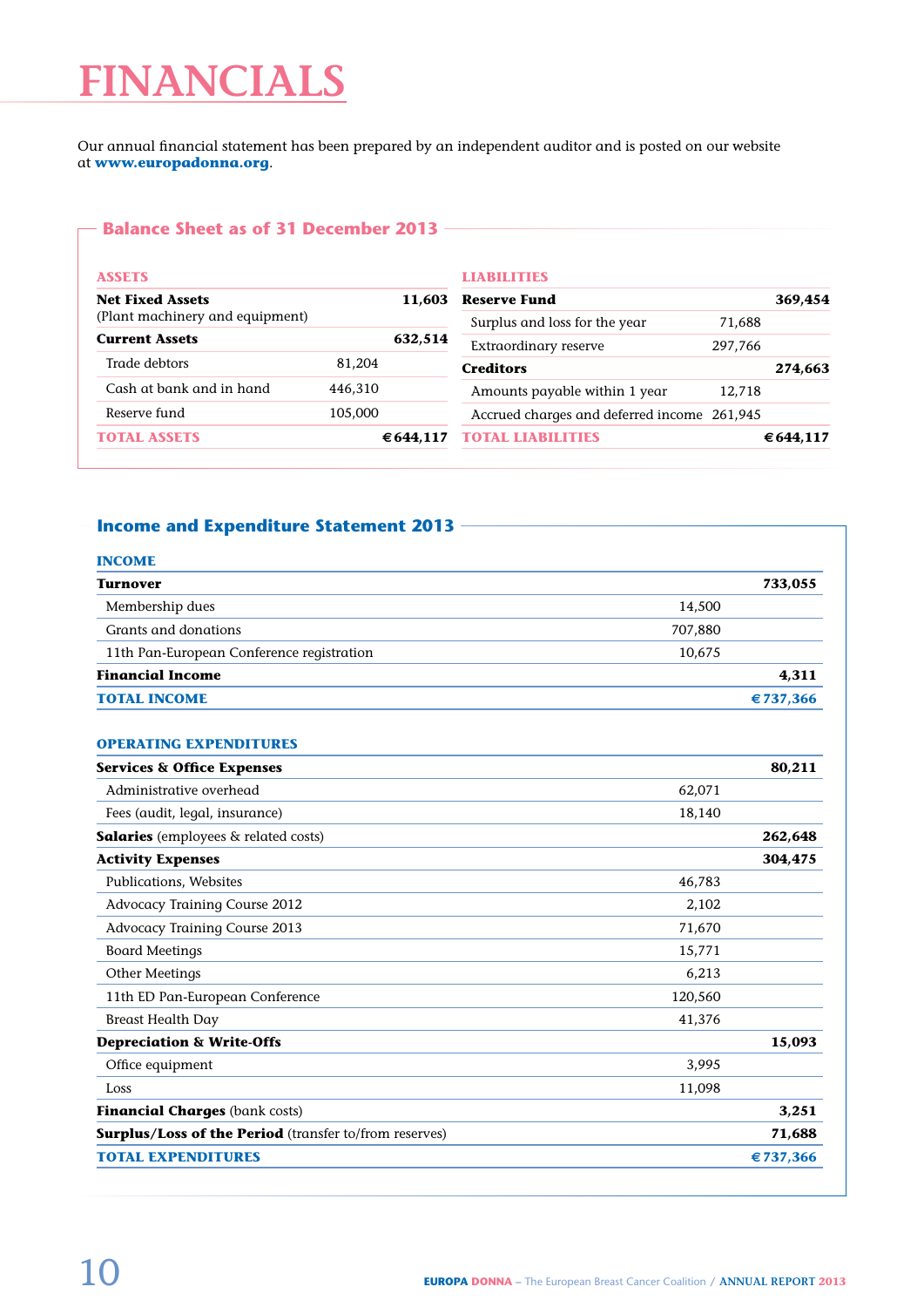# FINANCIALS

Our annual financial statement has been prepared by an independent auditor and is posted on our website at **www.europadonna.org**.

## Balance Sheet as of 31 December 2013

| ASSETS | | |
|---|---|---|
| **Net Fixed Assets** (Plant machinery and equipment) | | **11,603** |
| **Current Assets** | | **632,514** |
| Trade debtors | 81,204 | |
| Cash at bank and in hand | 446,310 | |
| Reserve fund | 105,000 | |
| **TOTAL ASSETS** | | **€644,117** |

| LIABILITIES | | |
|---|---|---|
| **Reserve Fund** | | **369,454** |
| Surplus and loss for the year | 71,688 | |
| Extraordinary reserve | 297,766 | |
| **Creditors** | | **274,663** |
| Amounts payable within 1 year | 12,718 | |
| Accrued charges and deferred income | 261,945 | |
| **TOTAL LIABILITIES** | | **€644,117** |

## Income and Expenditure Statement 2013

| INCOME | | |
|---|---|---|
| **Turnover** | | **733,055** |
| Membership dues | 14,500 | |
| Grants and donations | 707,880 | |
| 11th Pan-European Conference registration | 10,675 | |
| **Financial Income** | | **4,311** |
| **TOTAL INCOME** | | **€737,366** |

| OPERATING EXPENDITURES | | |
|---|---|---|
| **Services & Office Expenses** | | **80,211** |
| Administrative overhead | 62,071 | |
| Fees (audit, legal, insurance) | 18,140 | |
| **Salaries** (employees & related costs) | | **262,648** |
| **Activity Expenses** | | **304,475** |
| Publications, Websites | 46,783 | |
| Advocacy Training Course 2012 | 2,102 | |
| Advocacy Training Course 2013 | 71,670 | |
| Board Meetings | 15,771 | |
| Other Meetings | 6,213 | |
| 11th ED Pan-European Conference | 120,560 | |
| Breast Health Day | 41,376 | |
| **Depreciation & Write-Offs** | | **15,093** |
| Office equipment | 3,995 | |
| Loss | 11,098 | |
| **Financial Charges** (bank costs) | | **3,251** |
| **Surplus/Loss of the Period** (transfer to/from reserves) | | **71,688** |
| **TOTAL EXPENDITURES** | | **€737,366** |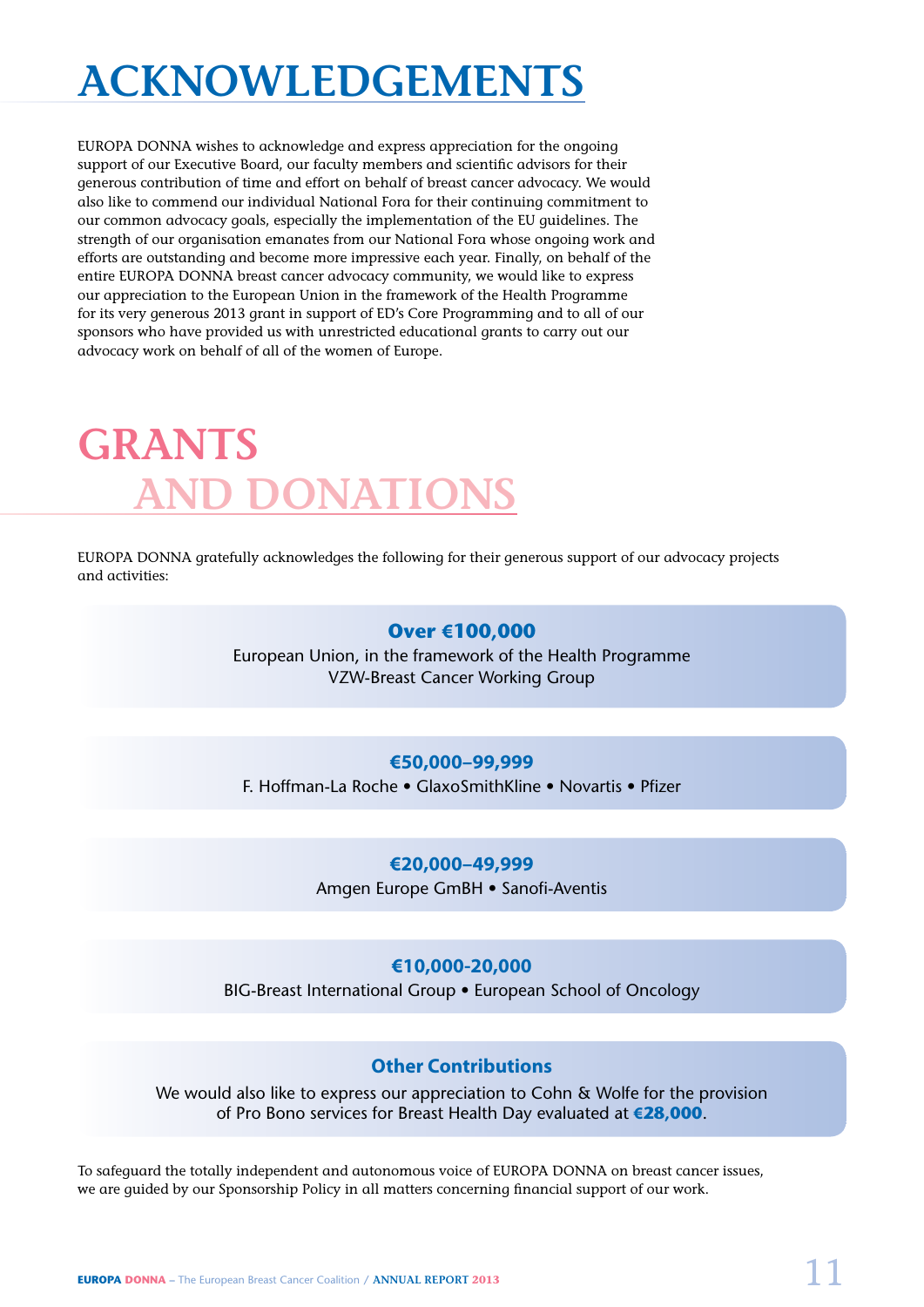# ACKNOWLEDGEMENTS

EUROPA DONNA wishes to acknowledge and express appreciation for the ongoing support of our Executive Board, our faculty members and scientific advisors for their generous contribution of time and effort on behalf of breast cancer advocacy. We would also like to commend our individual National Fora for their continuing commitment to our common advocacy goals, especially the implementation of the EU guidelines. The strength of our organisation emanates from our National Fora whose ongoing work and efforts are outstanding and become more impressive each year. Finally, on behalf of the entire EUROPA DONNA breast cancer advocacy community, we would like to express our appreciation to the European Union in the framework of the Health Programme for its very generous 2013 grant in support of ED's Core Programming and to all of our sponsors who have provided us with unrestricted educational grants to carry out our advocacy work on behalf of all of the women of Europe.

# GRANTS AND DONATIONS

EUROPA DONNA gratefully acknowledges the following for their generous support of our advocacy projects and activities:

**Over €100,000**

European Union, in the framework of the Health Programme
VZW-Breast Cancer Working Group

**€50,000–99,999**

F. Hoffman-La Roche • GlaxoSmithKline • Novartis • Pfizer

**€20,000–49,999**

Amgen Europe GmBH • Sanofi-Aventis

**€10,000-20,000**

BIG-Breast International Group • European School of Oncology

**Other Contributions**

We would also like to express our appreciation to Cohn & Wolfe for the provision of Pro Bono services for Breast Health Day evaluated at **€28,000**.

To safeguard the totally independent and autonomous voice of EUROPA DONNA on breast cancer issues, we are guided by our Sponsorship Policy in all matters concerning financial support of our work.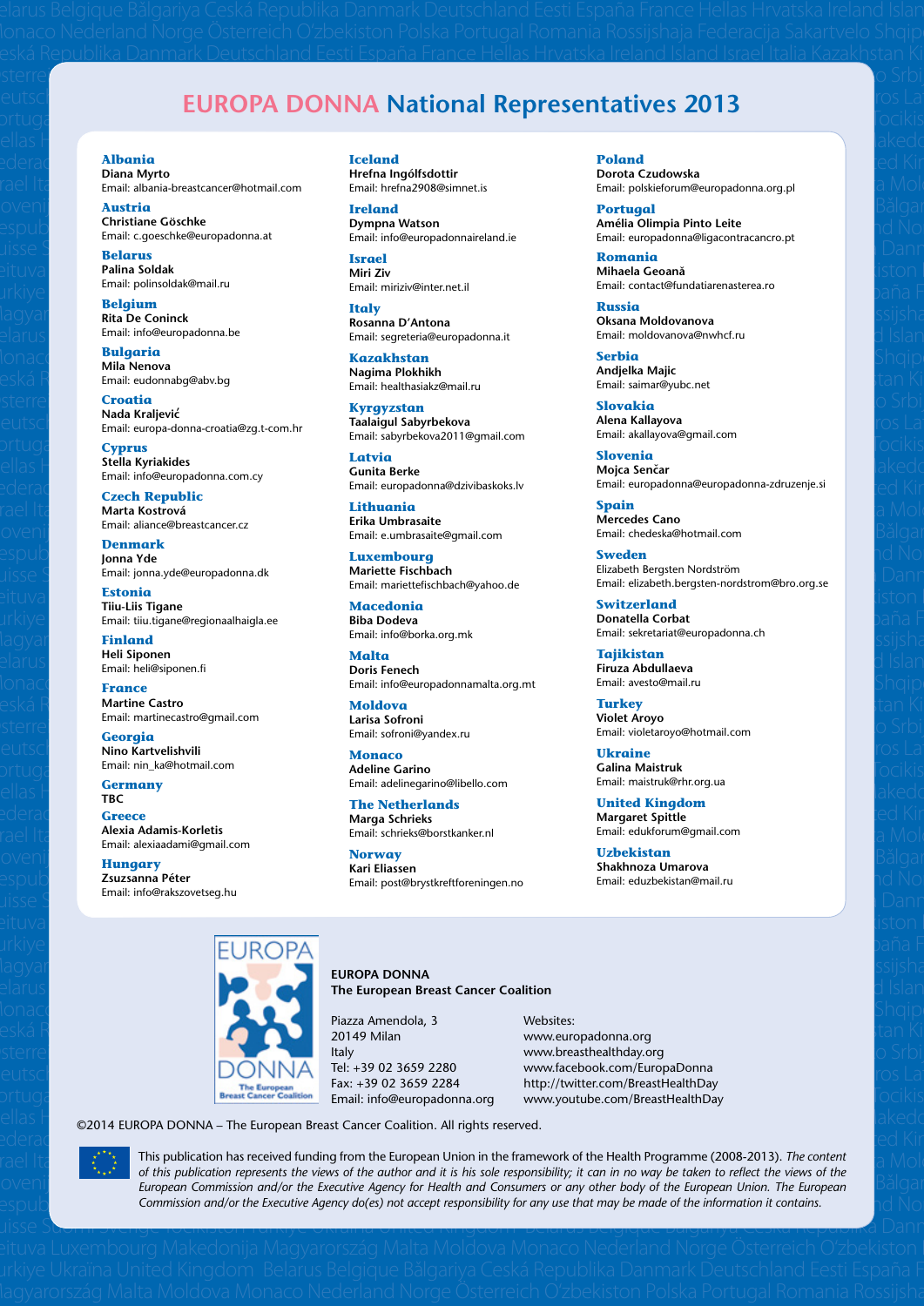# EUROPA DONNA National Representatives 2013

**Albania**
Diana Myrto
Email: albania-breastcancer@hotmail.com

**Austria**
Christiane Göschke
Email: c.goeschke@europadonna.at

**Belarus**
Palina Soldak
Email: polinsoldak@mail.ru

**Belgium**
Rita De Coninck
Email: info@europadonna.be

**Bulgaria**
Mila Nenova
Email: eudonnabg@abv.bg

**Croatia**
Nada Kraljević
Email: europa-donna-croatia@zg.t-com.hr

**Cyprus**
Stella Kyriakides
Email: info@europadonna.com.cy

**Czech Republic**
Marta Kostrová
Email: aliance@breastcancer.cz

**Denmark**
Jonna Yde
Email: jonna.yde@europadonna.dk

**Estonia**
Tiiu-Liis Tigane
Email: tiiu.tigane@regionaalhaigla.ee

**Finland**
Heli Siponen
Email: heli@siponen.fi

**France**
Martine Castro
Email: martinecastro@gmail.com

**Georgia**
Nino Kartvelishvili
Email: nin_ka@hotmail.com

**Germany**
TBC

**Greece**
Alexia Adamis-Korletis
Email: alexiaadami@gmail.com

**Hungary**
Zsuzsanna Péter
Email: info@rakszovetseg.hu

**Iceland**
Hrefna Ingólfsdottir
Email: hrefna2908@simnet.is

**Ireland**
Dympna Watson
Email: info@europadonnaireland.ie

**Israel**
Miri Ziv
Email: miriziv@inter.net.il

**Italy**
Rosanna D'Antona
Email: segreteria@europadonna.it

**Kazakhstan**
Nagima Plokhikh
Email: healthasiakz@mail.ru

**Kyrgyzstan**
Taalaigul Sabyrbekova
Email: sabyrbekova2011@gmail.com

**Latvia**
Gunita Berke
Email: europadonna@dzivibaskoks.lv

**Lithuania**
Erika Umbrasaite
Email: e.umbrasaite@gmail.com

**Luxembourg**
Mariette Fischbach
Email: mariettefischbach@yahoo.de

**Macedonia**
Biba Dodeva
Email: info@borka.org.mk

**Malta**
Doris Fenech
Email: info@europadonnamalta.org.mt

**Moldova**
Larisa Sofroni
Email: sofroni@yandex.ru

**Monaco**
Adeline Garino
Email: adelinegarino@libello.com

**The Netherlands**
Marga Schrieks
Email: schrieks@borstkanker.nl

**Norway**
Kari Eliassen
Email: post@brystkreftforeningen.no

**Poland**
Dorota Czudowska
Email: polskieforum@europadonna.org.pl

**Portugal**
Amélia Olimpia Pinto Leite
Email: europadonna@ligacontracancro.pt

**Romania**
Mihaela Geoană
Email: contact@fundatiarenasterea.ro

**Russia**
Oksana Moldovanova
Email: moldovanova@nwhcf.ru

**Serbia**
Andjelka Majic
Email: saimar@yubc.net

**Slovakia**
Alena Kallayova
Email: akallayova@gmail.com

**Slovenia**
Mojca Senčar
Email: europadonna@europadonna-zdruzenje.si

**Spain**
Mercedes Cano
Email: chedeska@hotmail.com

**Sweden**
Elizabeth Bergsten Nordström
Email: elizabeth.bergsten-nordstrom@bro.org.se

**Switzerland**
Donatella Corbat
Email: sekretariat@europadonna.ch

**Tajikistan**
Firuza Abdullaeva
Email: avesto@mail.ru

**Turkey**
Violet Aroyo
Email: violetaroyo@hotmail.com

**Ukraine**
Galina Maistruk
Email: maistruk@rhr.org.ua

**United Kingdom**
Margaret Spittle
Email: edukforum@gmail.com

**Uzbekistan**
Shakhnoza Umarova
Email: eduzbekistan@mail.ru

**EUROPA DONNA**
**The European Breast Cancer Coalition**

Piazza Amendola, 3
20149 Milan
Italy
Tel: +39 02 3659 2280
Fax: +39 02 3659 2284
Email: info@europadonna.org

Websites:
www.europadonna.org
www.breasthealthday.org
www.facebook.com/EuropaDonna
http://twitter.com/BreastHealthDay
www.youtube.com/BreastHealthDay

©2014 EUROPA DONNA – The European Breast Cancer Coalition. All rights reserved.

This publication has received funding from the European Union in the framework of the Health Programme (2008-2013). *The content of this publication represents the views of the author and it is his sole responsibility; it can in no way be taken to reflect the views of the European Commission and/or the Executive Agency for Health and Consumers or any other body of the European Union. The European Commission and/or the Executive Agency do(es) not accept responsibility for any use that may be made of the information it contains.*